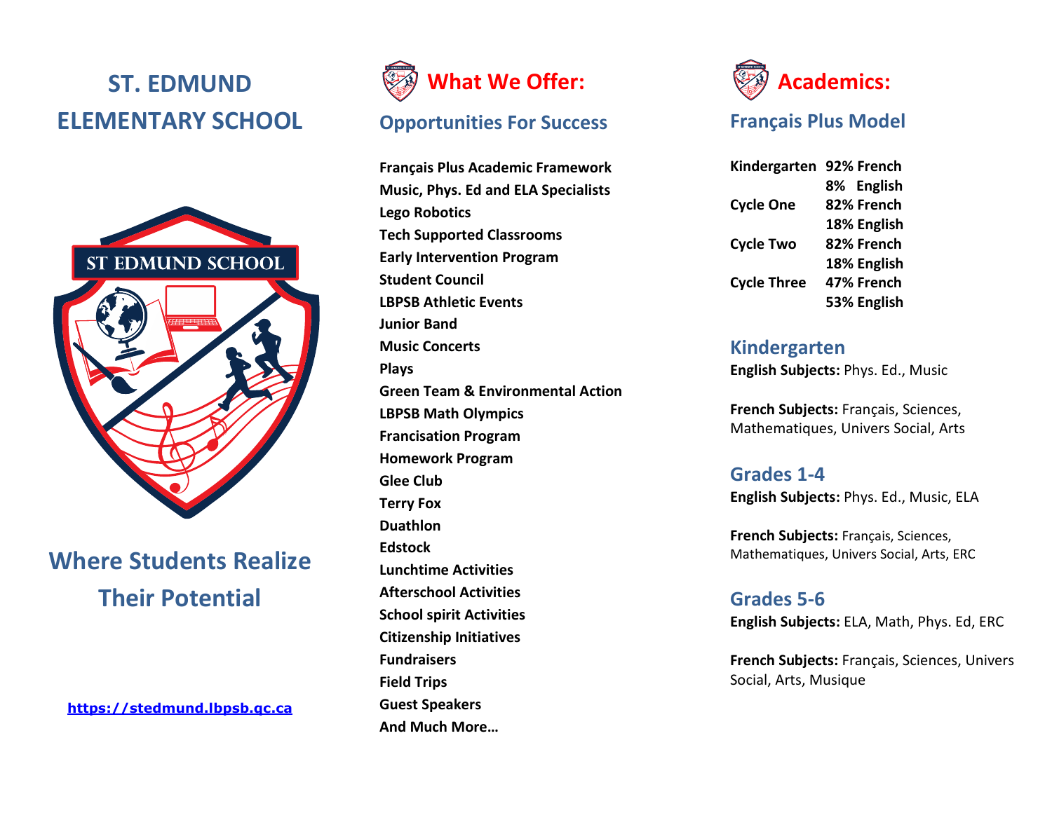# ST. EDMUND ELEMENTARY SCHOOL

## Where Students Realize Their Potential

https://stedmund.lbpsb.qc.ca

# What We Offer:

## Opportunities For Success

**Français Plus Academic Framework**
**Music, Phys. Ed and ELA Specialists**
**Lego Robotics**
**Tech Supported Classrooms**
**Early Intervention Program**
**Student Council**
**LBPSB Athletic Events**
**Junior Band**
**Music Concerts**
**Plays**
**Green Team & Environmental Action**
**LBPSB Math Olympics**
**Francisation Program**
**Homework Program**
**Glee Club**
**Terry Fox**
**Duathlon**
**Edstock**
**Lunchtime Activities**
**Afterschool Activities**
**School spirit Activities**
**Citizenship Initiatives**
**Fundraisers**
**Field Trips**
**Guest Speakers**
**And Much More…**

# Academics:

## Français Plus Model

| | |
|---|---|
| **Kindergarten** | **92% French** |
| | **8% English** |
| **Cycle One** | **82% French** |
| | **18% English** |
| **Cycle Two** | **82% French** |
| | **18% English** |
| **Cycle Three** | **47% French** |
| | **53% English** |

## Kindergarten

**English Subjects:** Phys. Ed., Music

**French Subjects:** Français, Sciences, Mathematiques, Univers Social, Arts

## Grades 1-4

**English Subjects:** Phys. Ed., Music, ELA

**French Subjects:** Français, Sciences, Mathematiques, Univers Social, Arts, ERC

## Grades 5-6

**English Subjects:** ELA, Math, Phys. Ed, ERC

**French Subjects:** Français, Sciences, Univers Social, Arts, Musique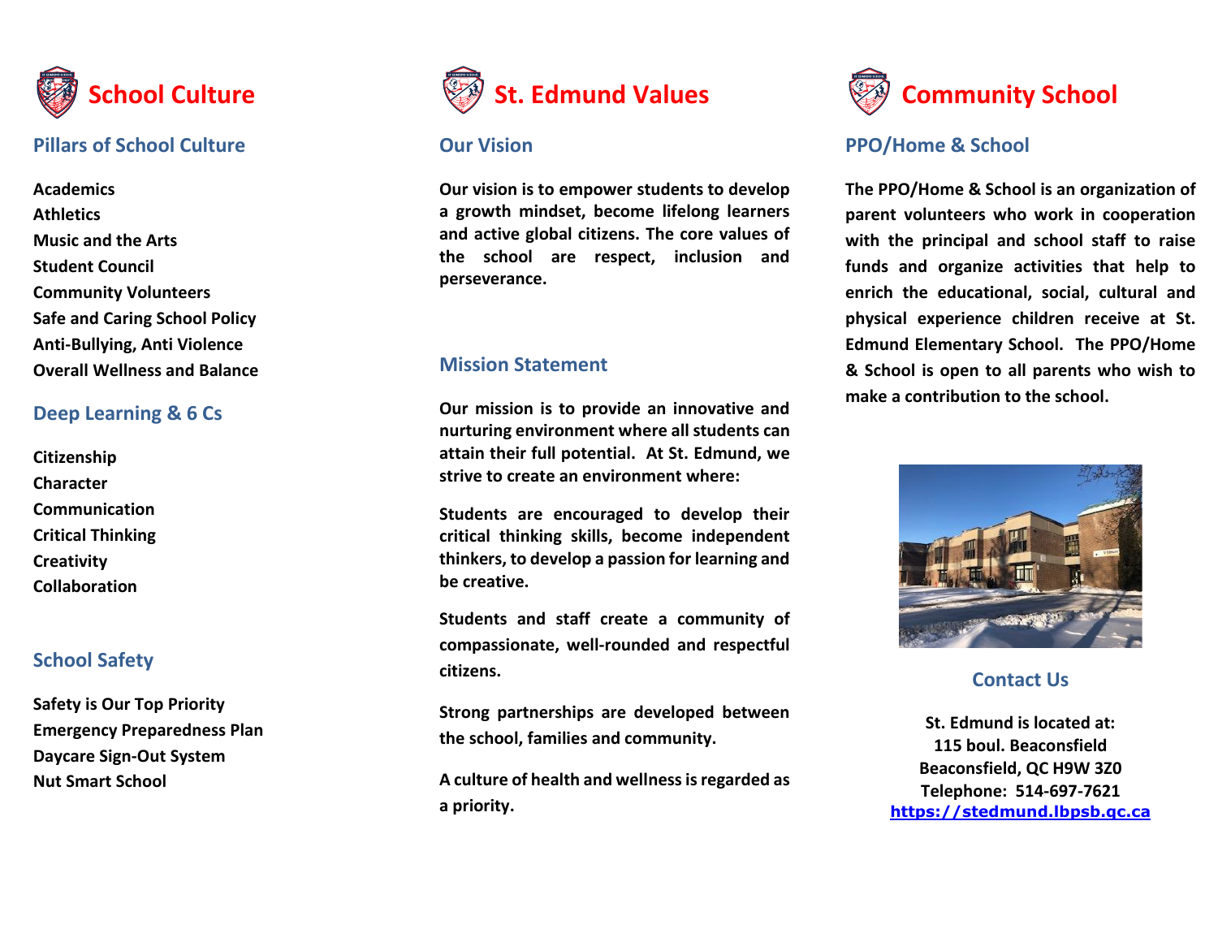# School Culture

## Pillars of School Culture

**Academics**
**Athletics**
**Music and the Arts**
**Student Council**
**Community Volunteers**
**Safe and Caring School Policy**
**Anti-Bullying, Anti Violence**
**Overall Wellness and Balance**

## Deep Learning & 6 Cs

**Citizenship**
**Character**
**Communication**
**Critical Thinking**
**Creativity**
**Collaboration**

## School Safety

**Safety is Our Top Priority**
**Emergency Preparedness Plan**
**Daycare Sign-Out System**
**Nut Smart School**

# St. Edmund Values

## Our Vision

**Our vision is to empower students to develop a growth mindset, become lifelong learners and active global citizens. The core values of the school are respect, inclusion and perseverance.**

## Mission Statement

**Our mission is to provide an innovative and nurturing environment where all students can attain their full potential. At St. Edmund, we strive to create an environment where:**

**Students are encouraged to develop their critical thinking skills, become independent thinkers, to develop a passion for learning and be creative.**

**Students and staff create a community of compassionate, well-rounded and respectful citizens.**

**Strong partnerships are developed between the school, families and community.**

**A culture of health and wellness is regarded as a priority.**

# Community School

## PPO/Home & School

**The PPO/Home & School is an organization of parent volunteers who work in cooperation with the principal and school staff to raise funds and organize activities that help to enrich the educational, social, cultural and physical experience children receive at St. Edmund Elementary School. The PPO/Home & School is open to all parents who wish to make a contribution to the school.**

## Contact Us

**St. Edmund is located at:**
**115 boul. Beaconsfield**
**Beaconsfield, QC H9W 3Z0**
**Telephone: 514-697-7621**
**https://stedmund.lbpsb.qc.ca**